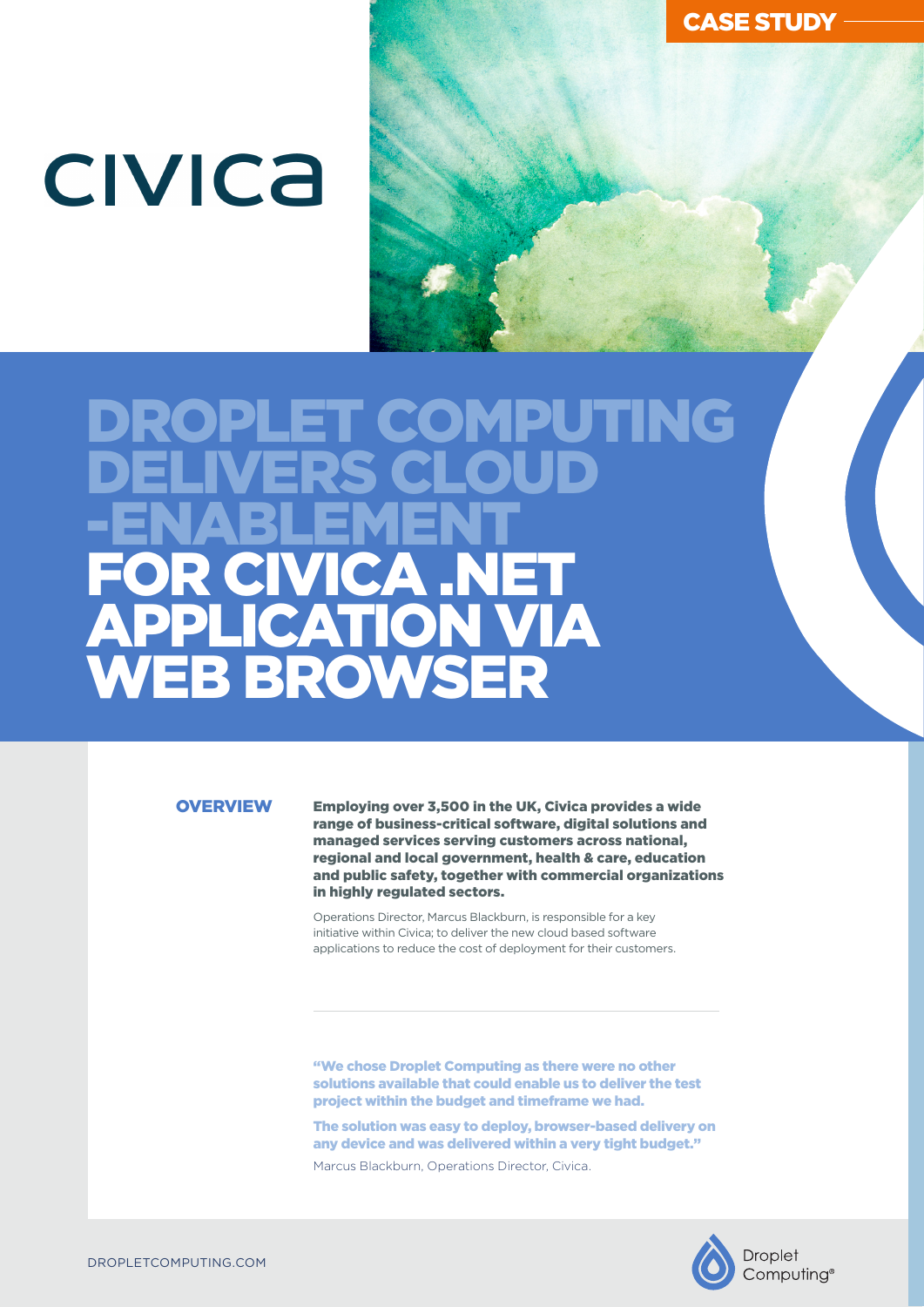CASE STUDY

civica

# DROPLET COMPUTING DELIVERS CLOUD -ENABLEMENT FOR CIVICA .NET APPLICATION VIA WEB BROWSER

## OVERVIEW

**Employing over 3,500 in the UK, Civica provides a wide range of business-critical software, digital solutions and managed services serving customers across national, regional and local government, health & care, education and public safety, together with commercial organizations in highly regulated sectors.**

Operations Director, Marcus Blackburn, is responsible for a key initiative within Civica; to deliver the new cloud based software applications to reduce the cost of deployment for their customers.

---

**"We chose Droplet Computing as there were no other solutions available that could enable us to deliver the test project within the budget and timeframe we had.**

**The solution was easy to deploy, browser-based delivery on any device and was delivered within a very tight budget."**

Marcus Blackburn, Operations Director, Civica.

DROPLETCOMPUTING.COM

Droplet Computing®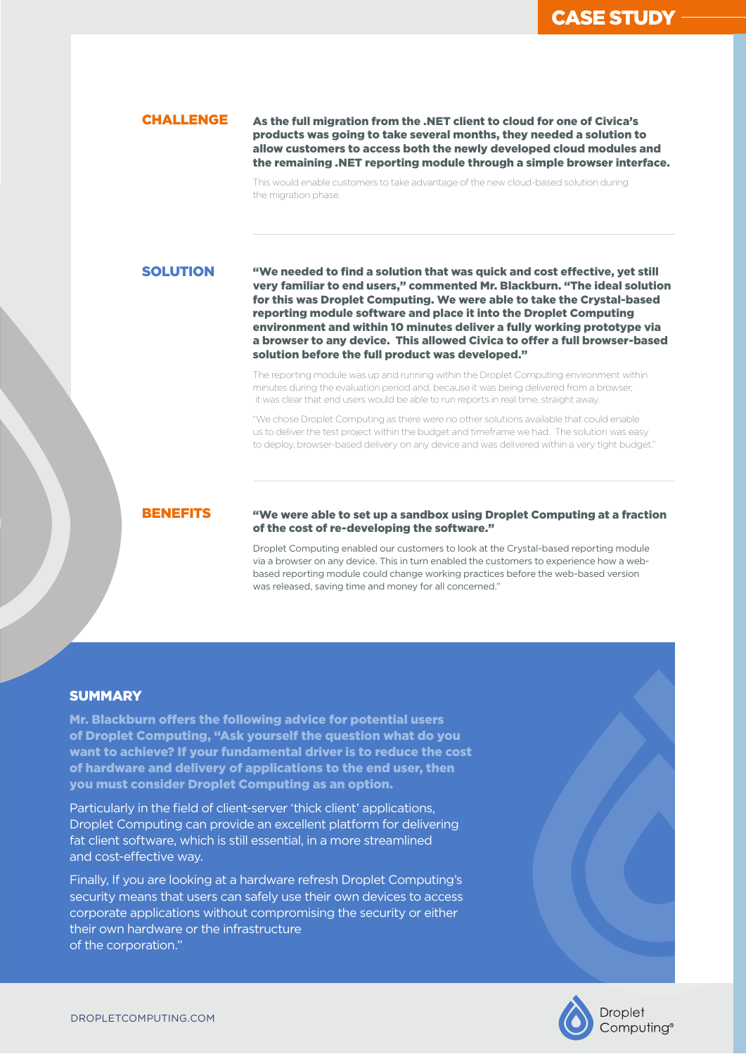## CHALLENGE

**As the full migration from the .NET client to cloud for one of Civica's products was going to take several months, they needed a solution to allow customers to access both the newly developed cloud modules and the remaining .NET reporting module through a simple browser interface.**

This would enable customers to take advantage of the new cloud-based solution during the migration phase.

## SOLUTION

**"We needed to find a solution that was quick and cost effective, yet still very familiar to end users," commented Mr. Blackburn. "The ideal solution for this was Droplet Computing. We were able to take the Crystal-based reporting module software and place it into the Droplet Computing environment and within 10 minutes deliver a fully working prototype via a browser to any device. This allowed Civica to offer a full browser-based solution before the full product was developed."**

The reporting module was up and running within the Droplet Computing environment within minutes during the evaluation period and, because it was being delivered from a browser, it was clear that end users would be able to run reports in real time, straight away.

"We chose Droplet Computing as there were no other solutions available that could enable us to deliver the test project within the budget and timeframe we had. The solution was easy to deploy, browser-based delivery on any device and was delivered within a very tight budget."

## BENEFITS

**"We were able to set up a sandbox using Droplet Computing at a fraction of the cost of re-developing the software."**

Droplet Computing enabled our customers to look at the Crystal-based reporting module via a browser on any device. This in turn enabled the customers to experience how a web-based reporting module could change working practices before the web-based version was released, saving time and money for all concerned."

## SUMMARY

**Mr. Blackburn offers the following advice for potential users of Droplet Computing, "Ask yourself the question what do you want to achieve? If your fundamental driver is to reduce the cost of hardware and delivery of applications to the end user, then you must consider Droplet Computing as an option.**

Particularly in the field of client-server 'thick client' applications, Droplet Computing can provide an excellent platform for delivering fat client software, which is still essential, in a more streamlined and cost-effective way.

Finally, If you are looking at a hardware refresh Droplet Computing's security means that users can safely use their own devices to access corporate applications without compromising the security or either their own hardware or the infrastructure of the corporation."

DROPLETCOMPUTING.COM